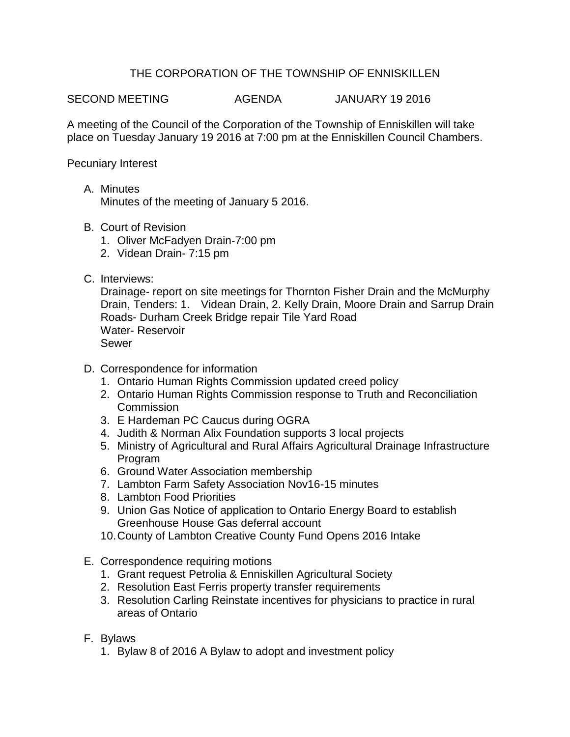# THE CORPORATION OF THE TOWNSHIP OF ENNISKILLEN

SECOND MEETING AGENDA JANUARY 19 2016

A meeting of the Council of the Corporation of the Township of Enniskillen will take place on Tuesday January 19 2016 at 7:00 pm at the Enniskillen Council Chambers.

Pecuniary Interest

A. Minutes
   Minutes of the meeting of January 5 2016.

B. Court of Revision
   1. Oliver McFadyen Drain-7:00 pm
   2. Videan Drain- 7:15 pm

C. Interviews:
   Drainage- report on site meetings for Thornton Fisher Drain and the McMurphy Drain, Tenders: 1. Videan Drain, 2. Kelly Drain, Moore Drain and Sarrup Drain
   Roads- Durham Creek Bridge repair Tile Yard Road
   Water- Reservoir
   Sewer

D. Correspondence for information
   1. Ontario Human Rights Commission updated creed policy
   2. Ontario Human Rights Commission response to Truth and Reconciliation Commission
   3. E Hardeman PC Caucus during OGRA
   4. Judith & Norman Alix Foundation supports 3 local projects
   5. Ministry of Agricultural and Rural Affairs Agricultural Drainage Infrastructure Program
   6. Ground Water Association membership
   7. Lambton Farm Safety Association Nov16-15 minutes
   8. Lambton Food Priorities
   9. Union Gas Notice of application to Ontario Energy Board to establish Greenhouse House Gas deferral account
   10. County of Lambton Creative County Fund Opens 2016 Intake

E. Correspondence requiring motions
   1. Grant request Petrolia & Enniskillen Agricultural Society
   2. Resolution East Ferris property transfer requirements
   3. Resolution Carling Reinstate incentives for physicians to practice in rural areas of Ontario

F. Bylaws
   1. Bylaw 8 of 2016 A Bylaw to adopt and investment policy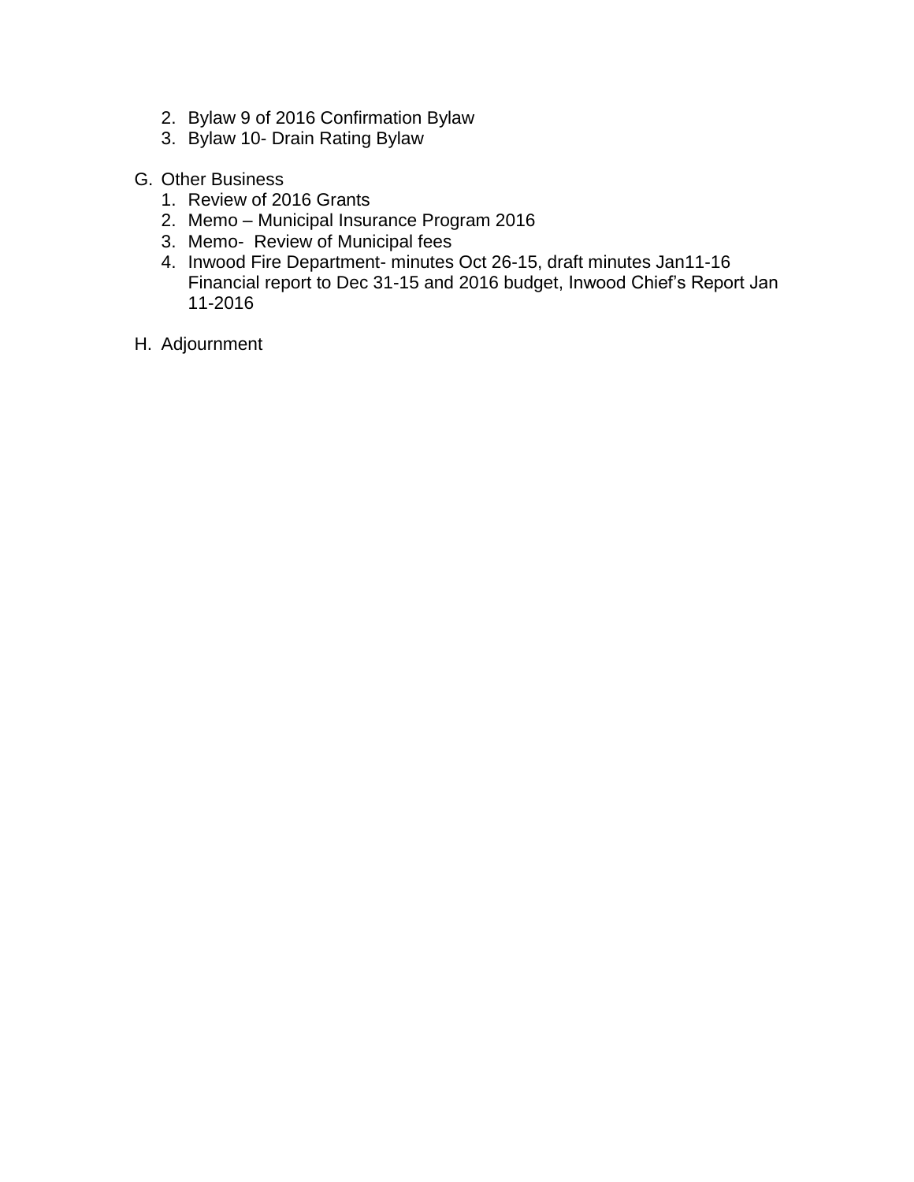2. Bylaw 9 of 2016 Confirmation Bylaw
3. Bylaw 10- Drain Rating Bylaw

G. Other Business
   1. Review of 2016 Grants
   2. Memo – Municipal Insurance Program 2016
   3. Memo- Review of Municipal fees
   4. Inwood Fire Department- minutes Oct 26-15, draft minutes Jan11-16 Financial report to Dec 31-15 and 2016 budget, Inwood Chief's Report Jan 11-2016

H. Adjournment